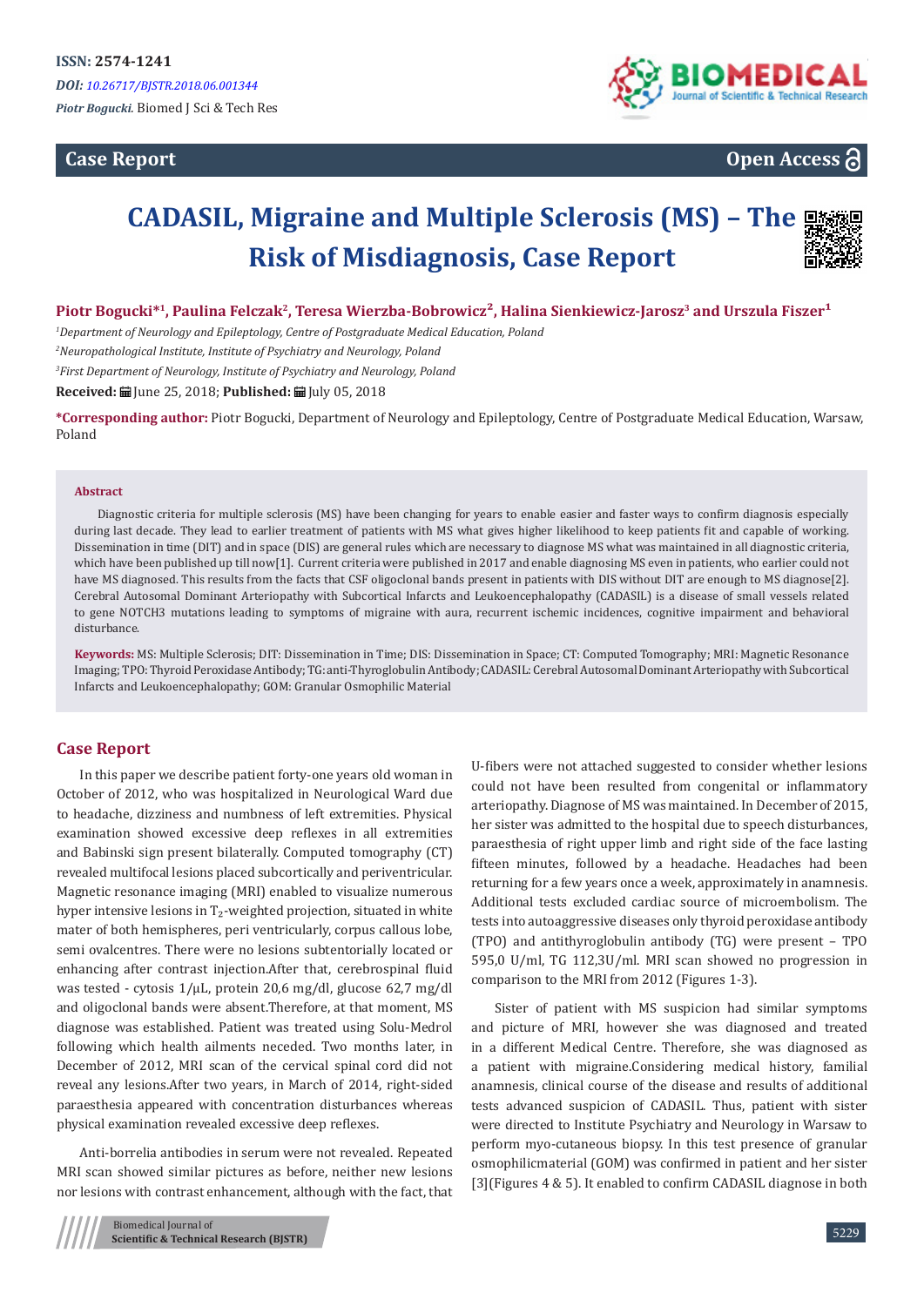**ISSN: 2574-1241**

*DOI: 10.26717/BJSTR.2018.06.001344*

*Piotr Bogucki.* Biomed J Sci & Tech Res

**Case Report** **Open Access**

# CADASIL, Migraine and Multiple Sclerosis (MS) – The Risk of Misdiagnosis, Case Report

**Piotr Bogucki*[1], Paulina Felczak[2], Teresa Wierzba-Bobrowicz[2], Halina Sienkiewicz-Jarosz[3] and Urszula Fiszer[1]**

[1]*Department of Neurology and Epileptology, Centre of Postgraduate Medical Education, Poland*

[2]*Neuropathological Institute, Institute of Psychiatry and Neurology, Poland*

[3]*First Department of Neurology, Institute of Psychiatry and Neurology, Poland*

**Received:** June 25, 2018; **Published:** July 05, 2018

***Corresponding author:** Piotr Bogucki, Department of Neurology and Epileptology, Centre of Postgraduate Medical Education, Warsaw, Poland

**Abstract**

Diagnostic criteria for multiple sclerosis (MS) have been changing for years to enable easier and faster ways to confirm diagnosis especially during last decade. They lead to earlier treatment of patients with MS what gives higher likelihood to keep patients fit and capable of working. Dissemination in time (DIT) and in space (DIS) are general rules which are necessary to diagnose MS what was maintained in all diagnostic criteria, which have been published up till now[1]. Current criteria were published in 2017 and enable diagnosing MS even in patients, who earlier could not have MS diagnosed. This results from the facts that CSF oligoclonal bands present in patients with DIS without DIT are enough to MS diagnose[2]. Cerebral Autosomal Dominant Arteriopathy with Subcortical Infarcts and Leukoencephalopathy (CADASIL) is a disease of small vessels related to gene NOTCH3 mutations leading to symptoms of migraine with aura, recurrent ischemic incidences, cognitive impairment and behavioral disturbance.

**Keywords:** MS: Multiple Sclerosis; DIT: Dissemination in Time; DIS: Dissemination in Space; CT: Computed Tomography; MRI: Magnetic Resonance Imaging; TPO: Thyroid Peroxidase Antibody; TG: anti-Thyroglobulin Antibody; CADASIL: Cerebral Autosomal Dominant Arteriopathy with Subcortical Infarcts and Leukoencephalopathy; GOM: Granular Osmophilic Material

## Case Report

In this paper we describe patient forty-one years old woman in October of 2012, who was hospitalized in Neurological Ward due to headache, dizziness and numbness of left extremities. Physical examination showed excessive deep reflexes in all extremities and Babinski sign present bilaterally. Computed tomography (CT) revealed multifocal lesions placed subcortically and periventricular. Magnetic resonance imaging (MRI) enabled to visualize numerous hyper intensive lesions in $T_2$-weighted projection, situated in white mater of both hemispheres, peri ventricularly, corpus callous lobe, semi ovalcentres. There were no lesions subtentorially located or enhancing after contrast injection.After that, cerebrospinal fluid was tested - cytosis 1/µL, protein 20,6 mg/dl, glucose 62,7 mg/dl and oligoclonal bands were absent.Therefore, at that moment, MS diagnose was established. Patient was treated using Solu-Medrol following which health ailments neceded. Two months later, in December of 2012, MRI scan of the cervical spinal cord did not reveal any lesions.After two years, in March of 2014, right-sided paraesthesia appeared with concentration disturbances whereas physical examination revealed excessive deep reflexes.

Anti-borrelia antibodies in serum were not revealed. Repeated MRI scan showed similar pictures as before, neither new lesions nor lesions with contrast enhancement, although with the fact, that U-fibers were not attached suggested to consider whether lesions could not have been resulted from congenital or inflammatory arteriopathy. Diagnose of MS was maintained. In December of 2015, her sister was admitted to the hospital due to speech disturbances, paraesthesia of right upper limb and right side of the face lasting fifteen minutes, followed by a headache. Headaches had been returning for a few years once a week, approximately in anamnesis. Additional tests excluded cardiac source of microembolism. The tests into autoaggressive diseases only thyroid peroxidase antibody (TPO) and antithyroglobulin antibody (TG) were present – TPO 595,0 U/ml, TG 112,3U/ml. MRI scan showed no progression in comparison to the MRI from 2012 (Figures 1-3).

Sister of patient with MS suspicion had similar symptoms and picture of MRI, however she was diagnosed and treated in a different Medical Centre. Therefore, she was diagnosed as a patient with migraine.Considering medical history, familial anamnesis, clinical course of the disease and results of additional tests advanced suspicion of CADASIL. Thus, patient with sister were directed to Institute Psychiatry and Neurology in Warsaw to perform myo-cutaneous biopsy. In this test presence of granular osmophilicmaterial (GOM) was confirmed in patient and her sister [3](Figures 4 & 5). It enabled to confirm CADASIL diagnose in both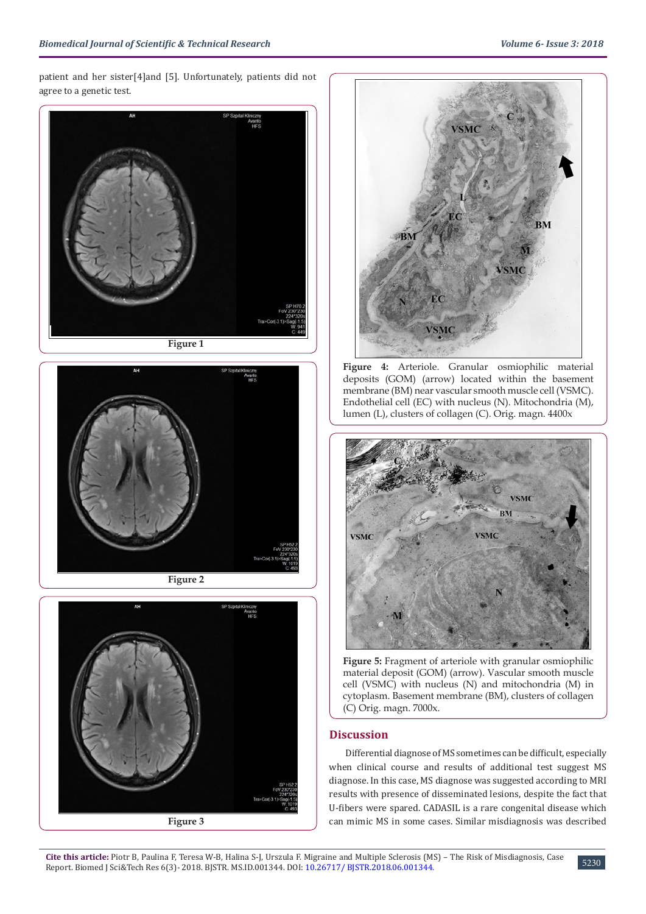patient and her sister[4]and [5]. Unfortunately, patients did not agree to a genetic test.

Figure 1

Figure 2

Figure 3

**Figure 4:** Arteriole. Granular osmiophilic material deposits (GOM) (arrow) located within the basement membrane (BM) near vascular smooth muscle cell (VSMC). Endothelial cell (EC) with nucleus (N). Mitochondria (M), lumen (L), clusters of collagen (C). Orig. magn. 4400x

**Figure 5:** Fragment of arteriole with granular osmiophilic material deposit (GOM) (arrow). Vascular smooth muscle cell (VSMC) with nucleus (N) and mitochondria (M) in cytoplasm. Basement membrane (BM), clusters of collagen (C) Orig. magn. 7000x.

## Discussion

Differential diagnose of MS sometimes can be difficult, especially when clinical course and results of additional test suggest MS diagnose. In this case, MS diagnose was suggested according to MRI results with presence of disseminated lesions, despite the fact that U-fibers were spared. CADASIL is a rare congenital disease which can mimic MS in some cases. Similar misdiagnosis was described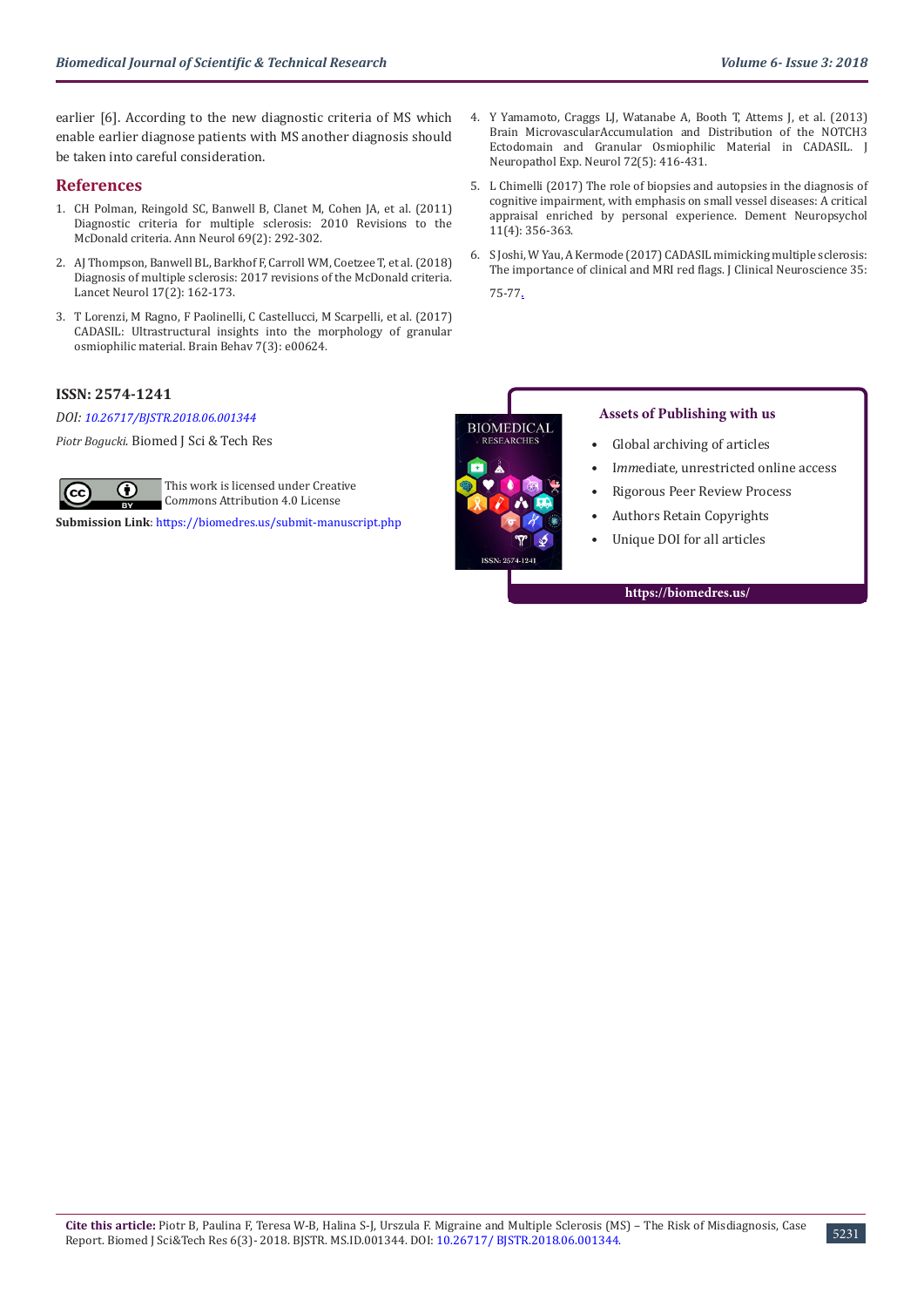earlier [6]. According to the new diagnostic criteria of MS which enable earlier diagnose patients with MS another diagnosis should be taken into careful consideration.

## References

1. CH Polman, Reingold SC, Banwell B, Clanet M, Cohen JA, et al. (2011) Diagnostic criteria for multiple sclerosis: 2010 Revisions to the McDonald criteria. Ann Neurol 69(2): 292-302.
2. AJ Thompson, Banwell BL, Barkhof F, Carroll WM, Cohen T, et al. (2018) Diagnosis of multiple sclerosis: 2017 revisions of the McDonald criteria. Lancet Neurol 17(2): 162-173.
3. T Lorenzi, M Ragno, F Paolinelli, C Castellucci, M Scarpelli, et al. (2017) CADASIL: Ultrastructural insights into the morphology of granular osmiophilic material. Brain Behav 7(3): e00624.
4. Y Yamamoto, Craggs LJ, Watanabe A, Booth T, Attems J, et al. (2013) Brain MicrovascularAccumulation and Distribution of the NOTCH3 Ectodomain and Granular Osmiophilic Material in CADASIL. J Neuropathol Exp. Neurol 72(5): 416-431.
5. L Chimelli (2017) The role of biopsies and autopsies in the diagnosis of cognitive impairment, with emphasis on small vessel diseases: A critical appraisal enriched by personal experience. Dement Neuropsychol 11(4): 356-363.
6. S Joshi, W Yau, A Kermode (2017) CADASIL mimicking multiple sclerosis: The importance of clinical and MRI red flags. J Clinical Neuroscience 35: 75-77.

**ISSN: 2574-1241**

*DOI: 10.26717/BJSTR.2018.06.001344*

*Piotr Bogucki.* Biomed J Sci & Tech Res

This work is licensed under Creative Commons Attribution 4.0 License

**Submission Link**: https://biomedres.us/submit-manuscript.php

**Assets of Publishing with us**

- Global archiving of articles
- Immediate, unrestricted online access
- Rigorous Peer Review Process
- Authors Retain Copyrights
- Unique DOI for all articles

**https://biomedres.us/**

**Cite this article:** Piotr B, Paulina F, Teresa W-B, Halina S-J, Urszula F. Migraine and Multiple Sclerosis (MS) – The Risk of Misdiagnosis, Case Report. Biomed J Sci&Tech Res 6(3)- 2018. BJSTR. MS.ID.001344. DOI: 10.26717/ BJSTR.2018.06.001344.